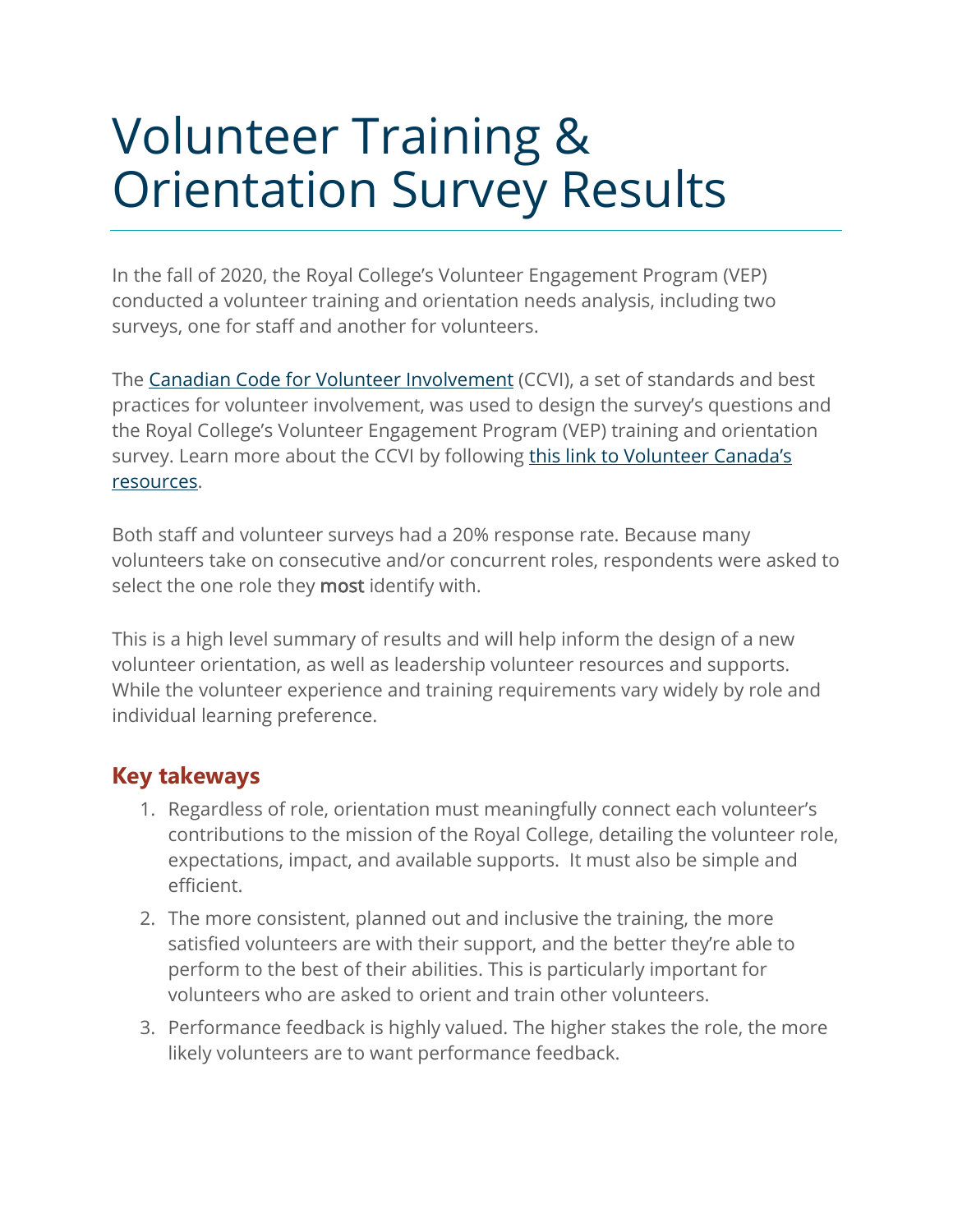# Volunteer Training & Orientation Survey Results

In the fall of 2020, the Royal College's Volunteer Engagement Program (VEP) conducted a volunteer training and orientation needs analysis, including two surveys, one for staff and another for volunteers.

The [Canadian Code for Volunteer Involvement](#) (CCVI), a set of standards and best practices for volunteer involvement, was used to design the survey's questions and the Royal College's Volunteer Engagement Program (VEP) training and orientation survey. Learn more about the CCVI by following [this link to Volunteer Canada's resources](#).

Both staff and volunteer surveys had a 20% response rate. Because many volunteers take on consecutive and/or concurrent roles, respondents were asked to select the one role they **most** identify with.

This is a high level summary of results and will help inform the design of a new volunteer orientation, as well as leadership volunteer resources and supports. While the volunteer experience and training requirements vary widely by role and individual learning preference.

## Key takeways

1. Regardless of role, orientation must meaningfully connect each volunteer's contributions to the mission of the Royal College, detailing the volunteer role, expectations, impact, and available supports. It must also be simple and efficient.
2. The more consistent, planned out and inclusive the training, the more satisfied volunteers are with their support, and the better they're able to perform to the best of their abilities. This is particularly important for volunteers who are asked to orient and train other volunteers.
3. Performance feedback is highly valued. The higher stakes the role, the more likely volunteers are to want performance feedback.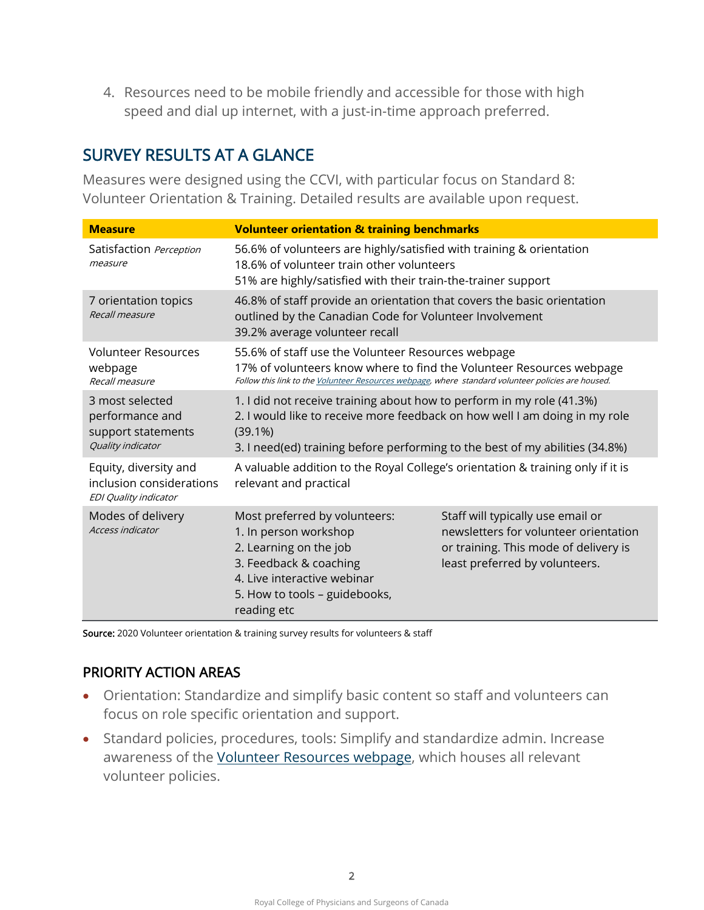4. Resources need to be mobile friendly and accessible for those with high speed and dial up internet, with a just-in-time approach preferred.

## SURVEY RESULTS AT A GLANCE

Measures were designed using the CCVI, with particular focus on Standard 8: Volunteer Orientation & Training. Detailed results are available upon request.

| Measure | Volunteer orientation & training benchmarks | |
|---|---|---|
| Satisfaction *Perception measure* | 56.6% of volunteers are highly/satisfied with training & orientation<br>18.6% of volunteer train other volunteers<br>51% are highly/satisfied with their train-the-trainer support | |
| 7 orientation topics<br>*Recall measure* | 46.8% of staff provide an orientation that covers the basic orientation outlined by the Canadian Code for Volunteer Involvement<br>39.2% average volunteer recall | |
| Volunteer Resources webpage<br>*Recall measure* | 55.6% of staff use the Volunteer Resources webpage<br>17% of volunteers know where to find the Volunteer Resources webpage<br>*Follow this link to the [Volunteer Resources webpage](), where standard volunteer policies are housed.* | |
| 3 most selected performance and support statements<br>*Quality indicator* | 1. I did not receive training about how to perform in my role (41.3%)<br>2. I would like to receive more feedback on how well I am doing in my role (39.1%)<br>3. I need(ed) training before performing to the best of my abilities (34.8%) | |
| Equity, diversity and inclusion considerations<br>*EDI Quality indicator* | A valuable addition to the Royal College's orientation & training only if it is relevant and practical | |
| Modes of delivery<br>*Access indicator* | Most preferred by volunteers:<br>1. In person workshop<br>2. Learning on the job<br>3. Feedback & coaching<br>4. Live interactive webinar<br>5. How to tools – guidebooks, reading etc | Staff will typically use email or newsletters for volunteer orientation or training. This mode of delivery is least preferred by volunteers. |

**Source:** 2020 Volunteer orientation & training survey results for volunteers & staff

## PRIORITY ACTION AREAS

- Orientation: Standardize and simplify basic content so staff and volunteers can focus on role specific orientation and support.
- Standard policies, procedures, tools: Simplify and standardize admin. Increase awareness of the [Volunteer Resources webpage](), which houses all relevant volunteer policies.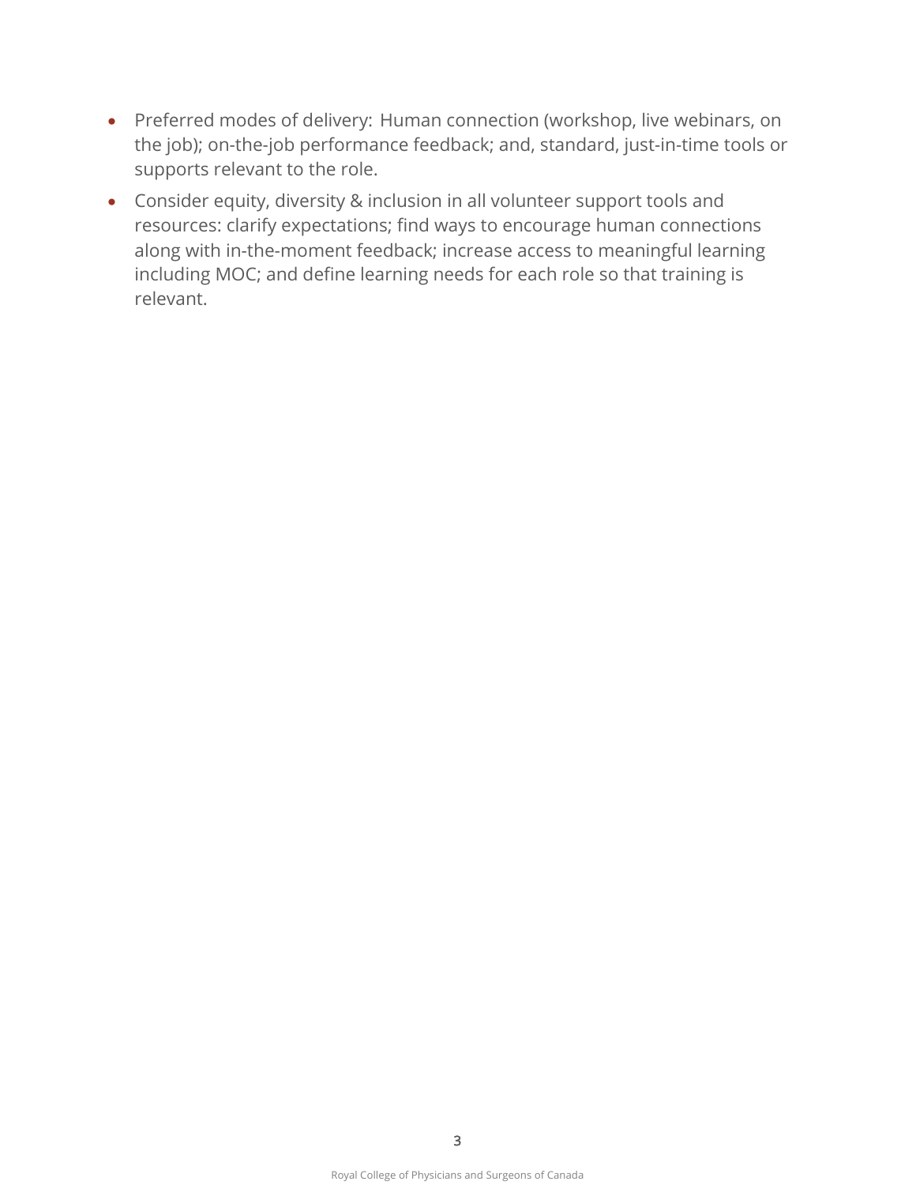- Preferred modes of delivery: Human connection (workshop, live webinars, on the job); on-the-job performance feedback; and, standard, just-in-time tools or supports relevant to the role.
- Consider equity, diversity & inclusion in all volunteer support tools and resources: clarify expectations; find ways to encourage human connections along with in-the-moment feedback; increase access to meaningful learning including MOC; and define learning needs for each role so that training is relevant.